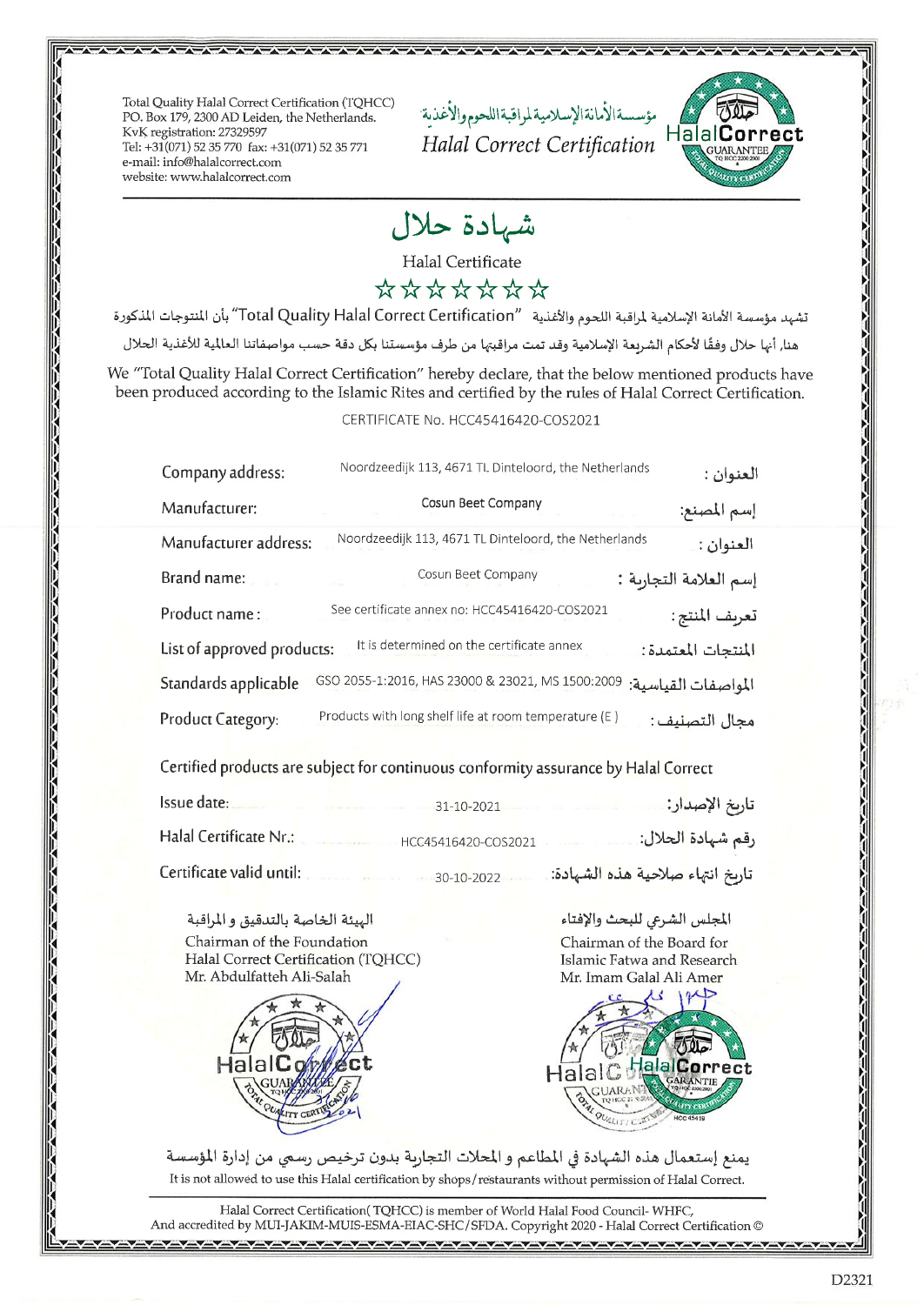Total Quality Halal Correct Certification (TQHCC)
PO. Box 179, 2300 AD Leiden, the Netherlands.
KvK registration: 27329597
Tel: +31(071) 52 35 770 fax: +31(071) 52 35 771
e-mail: info@halalcorrect.com
website: www.halalcorrect.com

مؤسسة الأمانة الإسلامية لمراقبة اللحوم والأغذية

*Halal Correct Certification*

# شهادة حلال

## Halal Certificate

☆☆☆☆☆☆☆

تشهد مؤسسة الأمانة الإسلامية لمراقبة اللحوم والأغذية "Total Quality Halal Correct Certification" بأن المنتوجات المذكورة هنا, أنها حلال وفقًا لأحكام الشريعة الإسلامية وقد تمت مراقبتها من طرف مؤسستنا بكل دقة حسب مواصفاتنا العالمية للأغذية الحلال

We "Total Quality Halal Correct Certification" hereby declare, that the below mentioned products have been produced according to the Islamic Rites and certified by the rules of Halal Correct Certification.

CERTIFICATE No. HCC45416420-COS2021

| | | |
|---|---|---|
| Company address: | Noordzeedijk 113, 4671 TL Dinteloord, the Netherlands | العنوان : |
| Manufacturer: | Cosun Beet Company | إسم المصنع: |
| Manufacturer address: | Noordzeedijk 113, 4671 TL Dinteloord, the Netherlands | العنوان : |
| Brand name: | Cosun Beet Company | إسم العلامة التجارية : |
| Product name : | See certificate annex no: HCC45416420-COS2021 | تعريف المنتج : |
| List of approved products: | It is determined on the certificate annex | المنتجات المعتمدة : |
| Standards applicable | GSO 2055-1:2016, HAS 23000 & 23021, MS 1500:2009 | المواصفات القياسية: |
| Product Category: | Products with long shelf life at room temperature (E) | مجال التصنيف : |

Certified products are subject for continuous conformity assurance by Halal Correct

| | | |
|---|---|---|
| Issue date: | 31-10-2021 | تاريخ الإصدار: |
| Halal Certificate Nr.: | HCC45416420-COS2021 | رقم شهادة الحلال: |
| Certificate valid until: | 30-10-2022 | تاريخ انتهاء صلاحية هذه الشهادة: |

الهيئة الخاصة بالتدقيق و المراقبة
Chairman of the Foundation
Halal Correct Certification (TQHCC)
Mr. Abdulfatteh Ali-Salah

المجلس الشرعي للبحث والإفتاء
Chairman of the Board for
Islamic Fatwa and Research
Mr. Imam Galal Ali Amer

يمنع إستعمال هذه الشهادة في المطاعم و المحلات التجارية بدون ترخيص رسمي من إدارة المؤسسة

It is not allowed to use this Halal certification by shops/restaurants without permission of Halal Correct.

Halal Correct Certification( TQHCC) is member of World Halal Food Council- WHFC,
And accredited by MUI-JAKIM-MUIS-ESMA-EIAC-SHC/SFDA. Copyright 2020 - Halal Correct Certification ©

D2321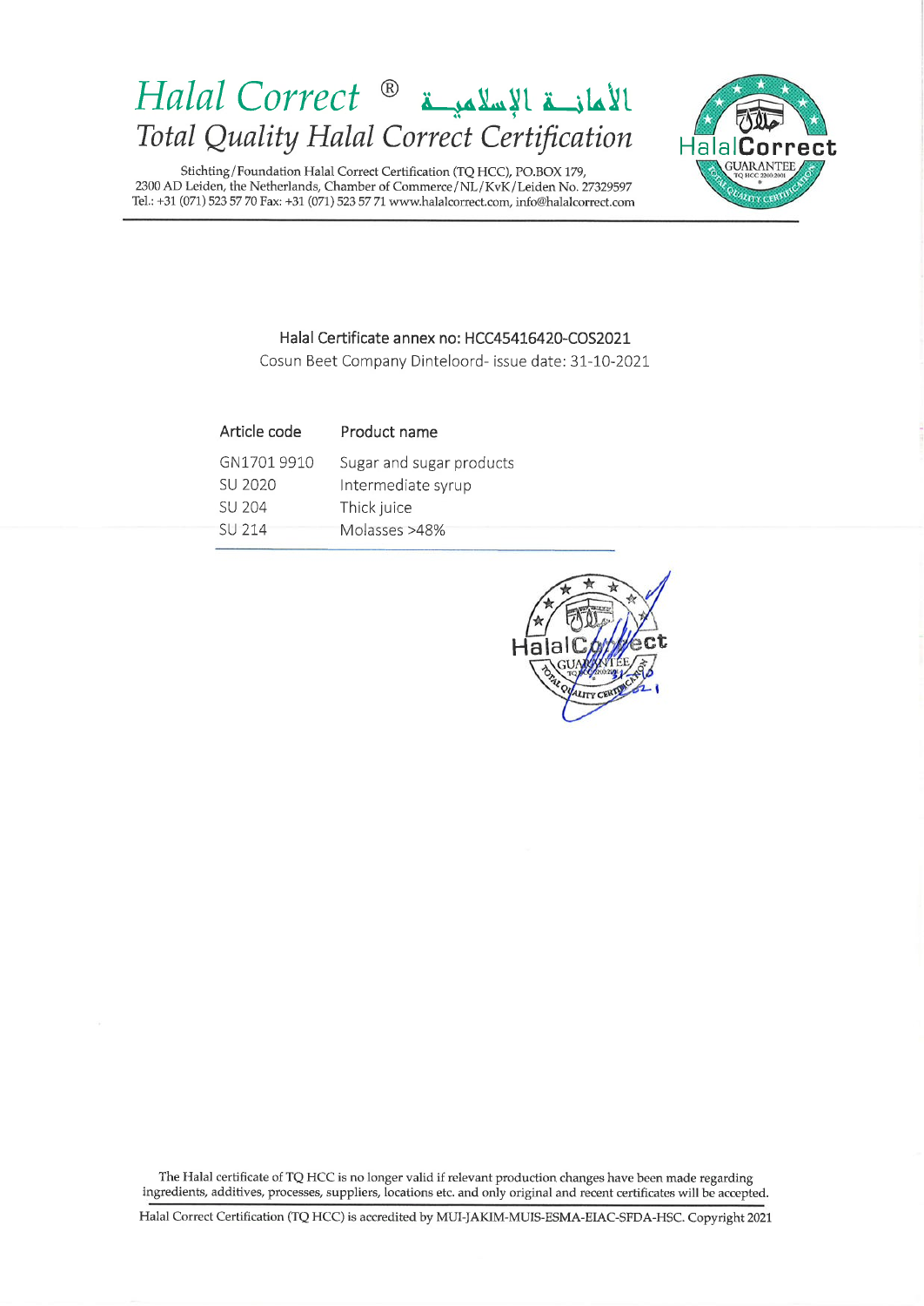# Halal Correct ® الأمانــة الإسلاميــة

## Total Quality Halal Correct Certification

Stichting/Foundation Halal Correct Certification (TQ HCC), PO.BOX 179,
2300 AD Leiden, the Netherlands, Chamber of Commerce/NL/KvK/Leiden No. 27329597
Tel.: +31 (071) 523 57 70 Fax: +31 (071) 523 57 71 www.halalcorrect.com, info@halalcorrect.com

### Halal Certificate annex no: HCC45416420-COS2021

Cosun Beet Company Dinteloord- issue date: 31-10-2021

| Article code | Product name |
|---|---|
| GN1701 9910 | Sugar and sugar products |
| SU 2020 | Intermediate syrup |
| SU 204 | Thick juice |
| SU 214 | Molasses >48% |

The Halal certificate of TQ HCC is no longer valid if relevant production changes have been made regarding ingredients, additives, processes, suppliers, locations etc. and only original and recent certificates will be accepted.

Halal Correct Certification (TQ HCC) is accredited by MUI-JAKIM-MUIS-ESMA-EIAC-SFDA-HSC. Copyright 2021